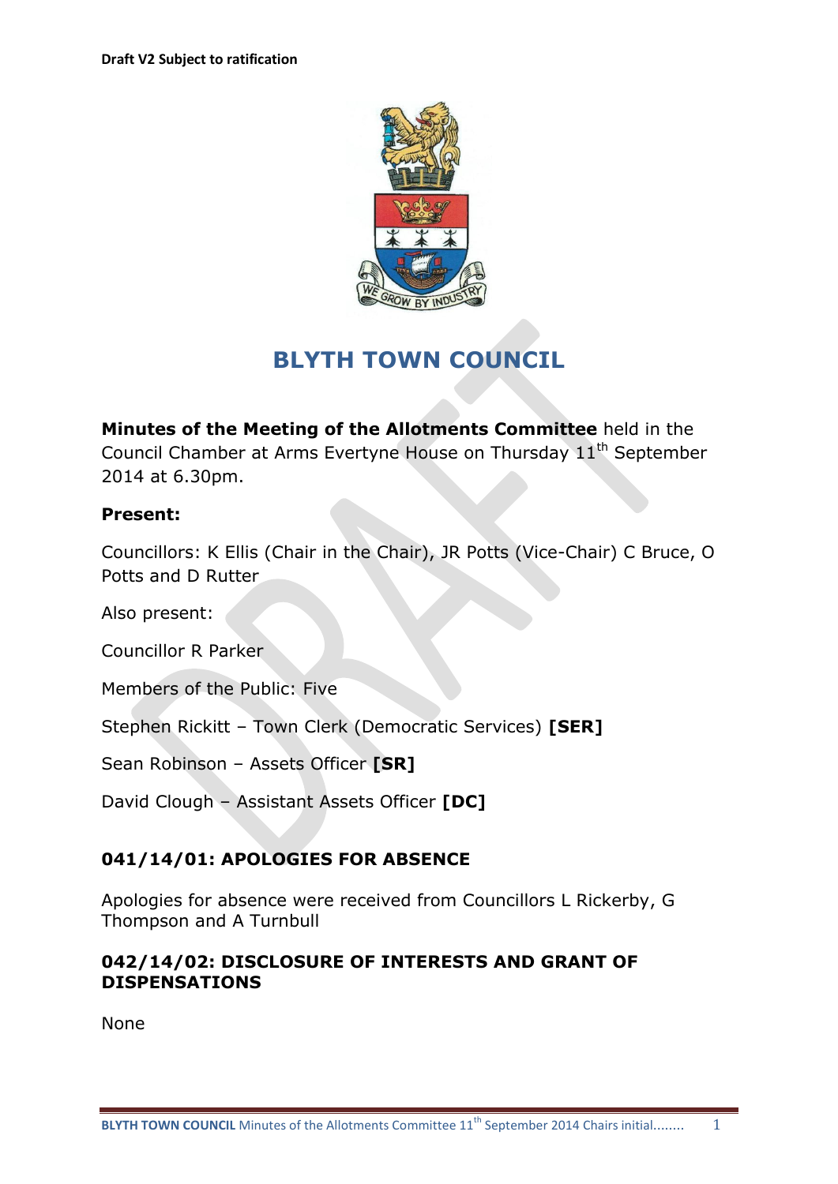**Draft V2 Subject to ratification**

# BLYTH TOWN COUNCIL

**Minutes of the Meeting of the Allotments Committee** held in the Council Chamber at Arms Evertyne House on Thursday 11th September 2014 at 6.30pm.

**Present:**

Councillors: K Ellis (Chair in the Chair), JR Potts (Vice-Chair) C Bruce, O Potts and D Rutter

Also present:

Councillor R Parker

Members of the Public: Five

Stephen Rickitt – Town Clerk (Democratic Services) **[SER]**

Sean Robinson – Assets Officer **[SR]**

David Clough – Assistant Assets Officer **[DC]**

## 041/14/01: APOLOGIES FOR ABSENCE

Apologies for absence were received from Councillors L Rickerby, G Thompson and A Turnbull

## 042/14/02: DISCLOSURE OF INTERESTS AND GRANT OF DISPENSATIONS

None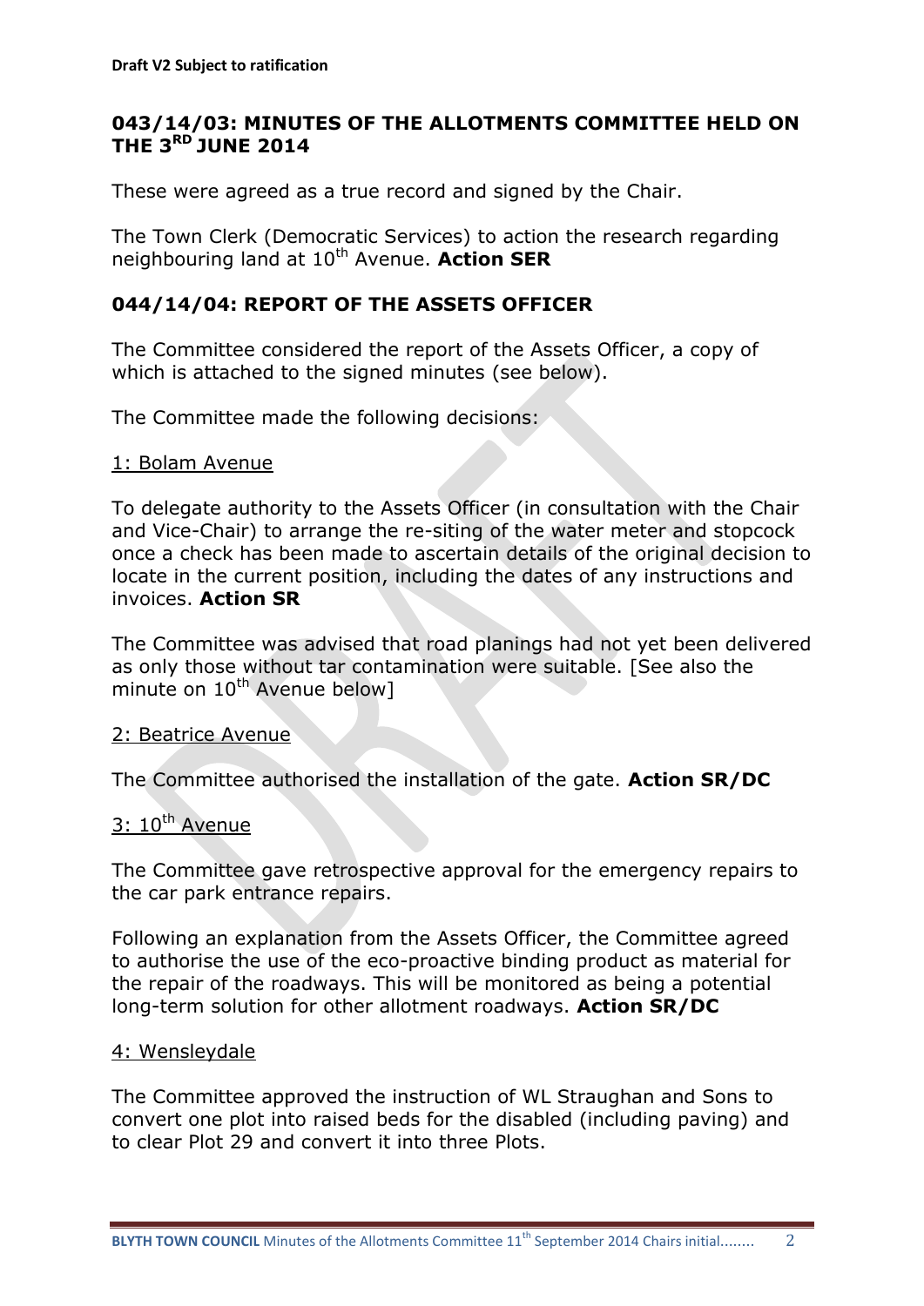## 043/14/03: MINUTES OF THE ALLOTMENTS COMMITTEE HELD ON THE 3RD JUNE 2014

These were agreed as a true record and signed by the Chair.

The Town Clerk (Democratic Services) to action the research regarding neighbouring land at 10th Avenue. **Action SER**

## 044/14/04: REPORT OF THE ASSETS OFFICER

The Committee considered the report of the Assets Officer, a copy of which is attached to the signed minutes (see below).

The Committee made the following decisions:

1: Bolam Avenue

To delegate authority to the Assets Officer (in consultation with the Chair and Vice-Chair) to arrange the re-siting of the water meter and stopcock once a check has been made to ascertain details of the original decision to locate in the current position, including the dates of any instructions and invoices. **Action SR**

The Committee was advised that road planings had not yet been delivered as only those without tar contamination were suitable. [See also the minute on 10th Avenue below]

2: Beatrice Avenue

The Committee authorised the installation of the gate. **Action SR/DC**

3: 10th Avenue

The Committee gave retrospective approval for the emergency repairs to the car park entrance repairs.

Following an explanation from the Assets Officer, the Committee agreed to authorise the use of the eco-proactive binding product as material for the repair of the roadways. This will be monitored as being a potential long-term solution for other allotment roadways. **Action SR/DC**

4: Wensleydale

The Committee approved the instruction of WL Straughan and Sons to convert one plot into raised beds for the disabled (including paving) and to clear Plot 29 and convert it into three Plots.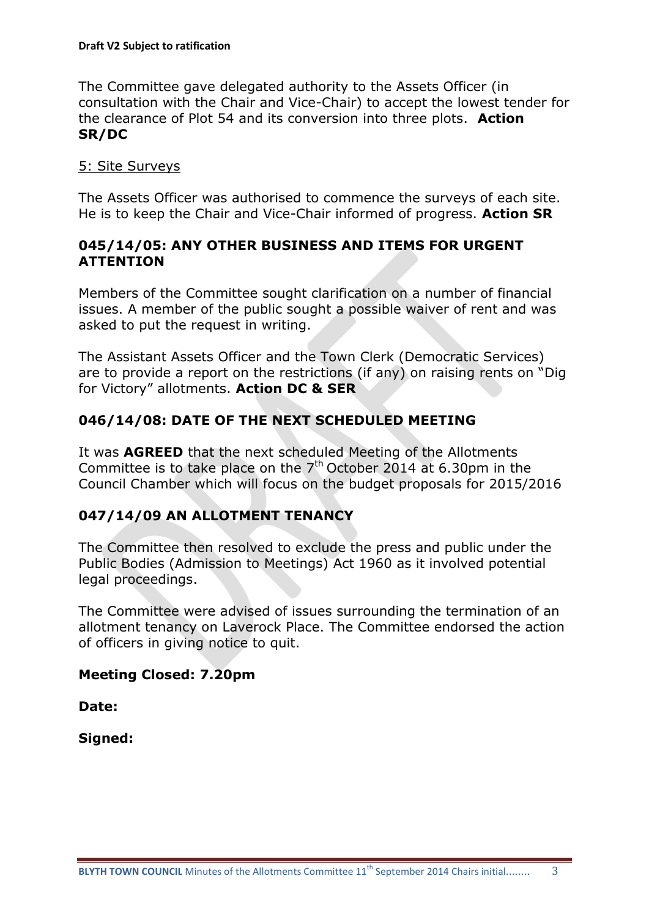The Committee gave delegated authority to the Assets Officer (in consultation with the Chair and Vice-Chair) to accept the lowest tender for the clearance of Plot 54 and its conversion into three plots. **Action SR/DC**

5: Site Surveys

The Assets Officer was authorised to commence the surveys of each site. He is to keep the Chair and Vice-Chair informed of progress. **Action SR**

### 045/14/05: ANY OTHER BUSINESS AND ITEMS FOR URGENT ATTENTION

Members of the Committee sought clarification on a number of financial issues. A member of the public sought a possible waiver of rent and was asked to put the request in writing.

The Assistant Assets Officer and the Town Clerk (Democratic Services) are to provide a report on the restrictions (if any) on raising rents on "Dig for Victory" allotments. **Action DC & SER**

### 046/14/08: DATE OF THE NEXT SCHEDULED MEETING

It was **AGREED** that the next scheduled Meeting of the Allotments Committee is to take place on the 7th October 2014 at 6.30pm in the Council Chamber which will focus on the budget proposals for 2015/2016

### 047/14/09 AN ALLOTMENT TENANCY

The Committee then resolved to exclude the press and public under the Public Bodies (Admission to Meetings) Act 1960 as it involved potential legal proceedings.

The Committee were advised of issues surrounding the termination of an allotment tenancy on Laverock Place. The Committee endorsed the action of officers in giving notice to quit.

**Meeting Closed: 7.20pm**

**Date:**

**Signed:**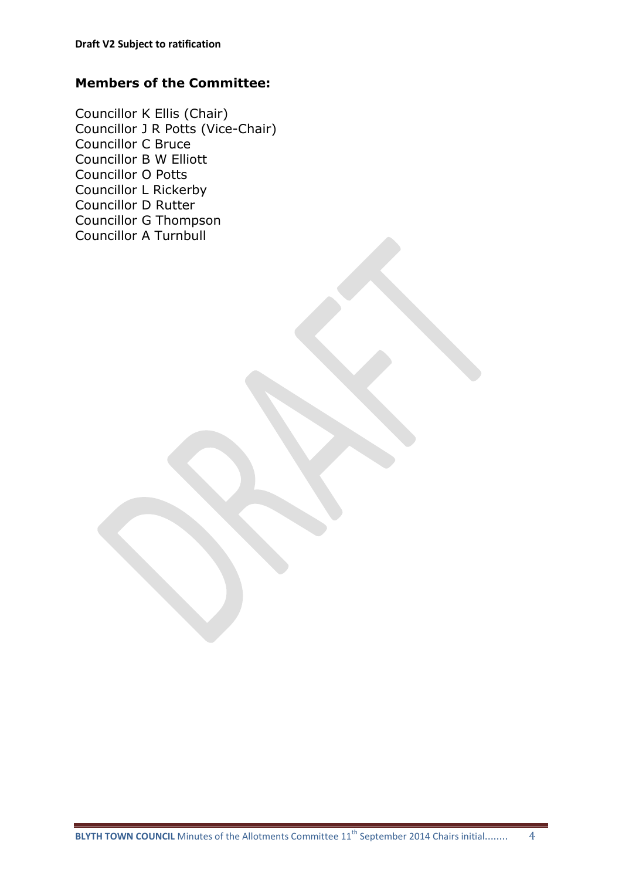**Draft V2 Subject to ratification**

## Members of the Committee:

Councillor K Ellis (Chair)
Councillor J R Potts (Vice-Chair)
Councillor C Bruce
Councillor B W Elliott
Councillor O Potts
Councillor L Rickerby
Councillor D Rutter
Councillor G Thompson
Councillor A Turnbull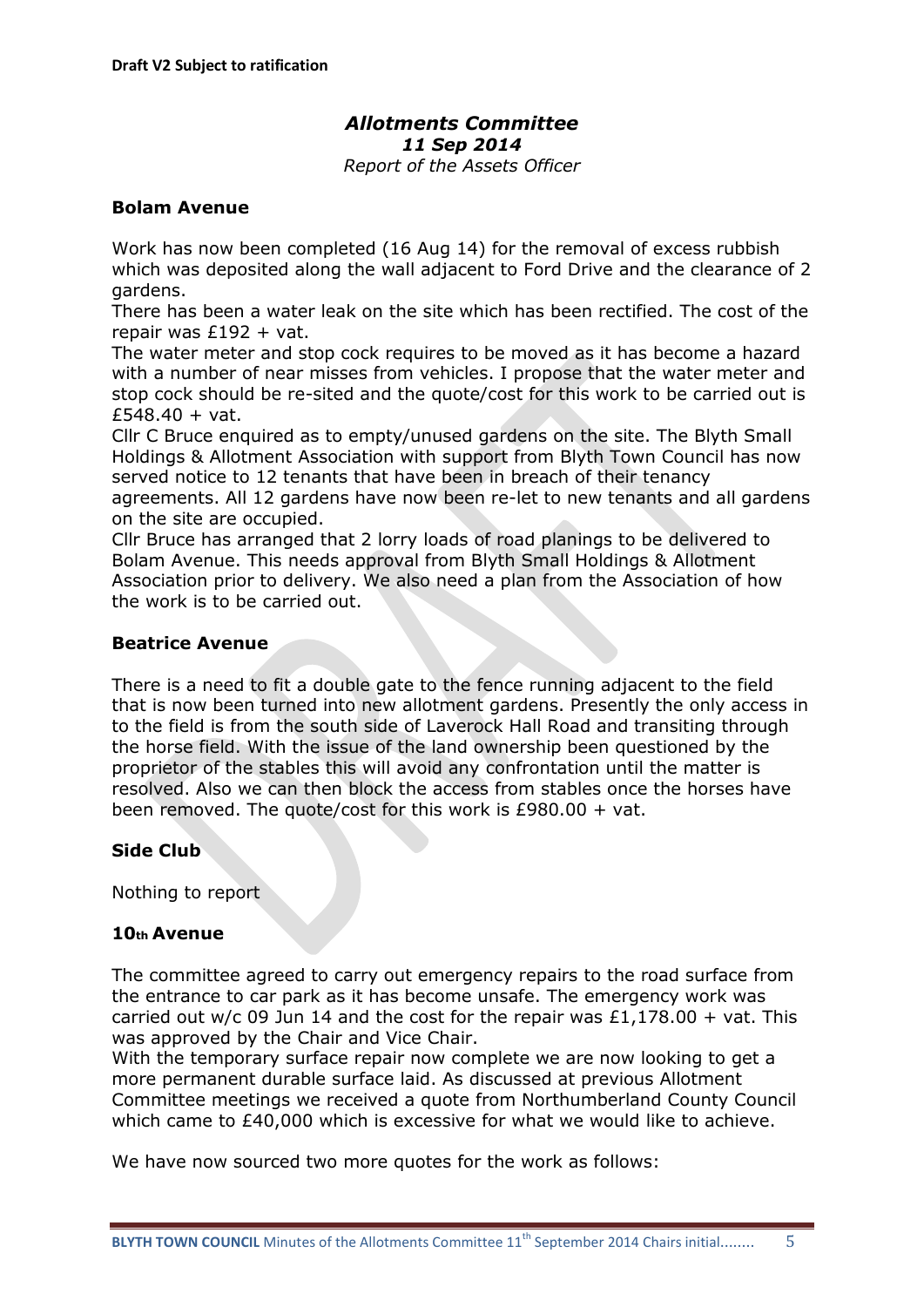**Draft V2 Subject to ratification**

## *Allotments Committee*
### *11 Sep 2014*
*Report of the Assets Officer*

**Bolam Avenue**

Work has now been completed (16 Aug 14) for the removal of excess rubbish which was deposited along the wall adjacent to Ford Drive and the clearance of 2 gardens.

There has been a water leak on the site which has been rectified. The cost of the repair was £192 + vat.

The water meter and stop cock requires to be moved as it has become a hazard with a number of near misses from vehicles. I propose that the water meter and stop cock should be re-sited and the quote/cost for this work to be carried out is £548.40 + vat.

Cllr C Bruce enquired as to empty/unused gardens on the site. The Blyth Small Holdings & Allotment Association with support from Blyth Town Council has now served notice to 12 tenants that have been in breach of their tenancy agreements. All 12 gardens have now been re-let to new tenants and all gardens on the site are occupied.

Cllr Bruce has arranged that 2 lorry loads of road planings to be delivered to Bolam Avenue. This needs approval from Blyth Small Holdings & Allotment Association prior to delivery. We also need a plan from the Association of how the work is to be carried out.

**Beatrice Avenue**

There is a need to fit a double gate to the fence running adjacent to the field that is now been turned into new allotment gardens. Presently the only access in to the field is from the south side of Laverock Hall Road and transiting through the horse field. With the issue of the land ownership been questioned by the proprietor of the stables this will avoid any confrontation until the matter is resolved. Also we can then block the access from stables once the horses have been removed. The quote/cost for this work is £980.00 + vat.

**Side Club**

Nothing to report

**10th Avenue**

The committee agreed to carry out emergency repairs to the road surface from the entrance to car park as it has become unsafe. The emergency work was carried out w/c 09 Jun 14 and the cost for the repair was £1,178.00 + vat. This was approved by the Chair and Vice Chair.

With the temporary surface repair now complete we are now looking to get a more permanent durable surface laid. As discussed at previous Allotment Committee meetings we received a quote from Northumberland County Council which came to £40,000 which is excessive for what we would like to achieve.

We have now sourced two more quotes for the work as follows: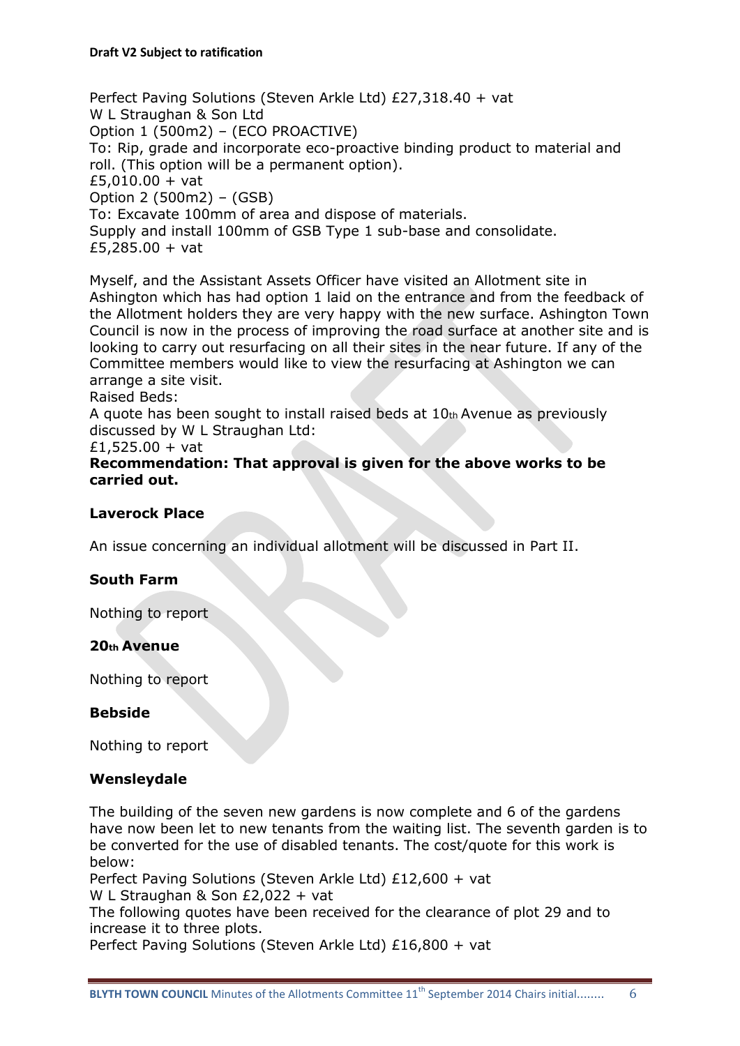Perfect Paving Solutions (Steven Arkle Ltd) £27,318.40 + vat
W L Straughan & Son Ltd
Option 1 (500m2) – (ECO PROACTIVE)
To: Rip, grade and incorporate eco-proactive binding product to material and roll. (This option will be a permanent option).
£5,010.00 + vat
Option 2 (500m2) – (GSB)
To: Excavate 100mm of area and dispose of materials.
Supply and install 100mm of GSB Type 1 sub-base and consolidate.
£5,285.00 + vat

Myself, and the Assistant Assets Officer have visited an Allotment site in Ashington which has had option 1 laid on the entrance and from the feedback of the Allotment holders they are very happy with the new surface. Ashington Town Council is now in the process of improving the road surface at another site and is looking to carry out resurfacing on all their sites in the near future. If any of the Committee members would like to view the resurfacing at Ashington we can arrange a site visit.
Raised Beds:
A quote has been sought to install raised beds at 10th Avenue as previously discussed by W L Straughan Ltd:
£1,525.00 + vat
**Recommendation: That approval is given for the above works to be carried out.**

**Laverock Place**

An issue concerning an individual allotment will be discussed in Part II.

**South Farm**

Nothing to report

**20th Avenue**

Nothing to report

**Bebside**

Nothing to report

**Wensleydale**

The building of the seven new gardens is now complete and 6 of the gardens have now been let to new tenants from the waiting list. The seventh garden is to be converted for the use of disabled tenants. The cost/quote for this work is below:
Perfect Paving Solutions (Steven Arkle Ltd) £12,600 + vat
W L Straughan & Son £2,022 + vat
The following quotes have been received for the clearance of plot 29 and to increase it to three plots.
Perfect Paving Solutions (Steven Arkle Ltd) £16,800 + vat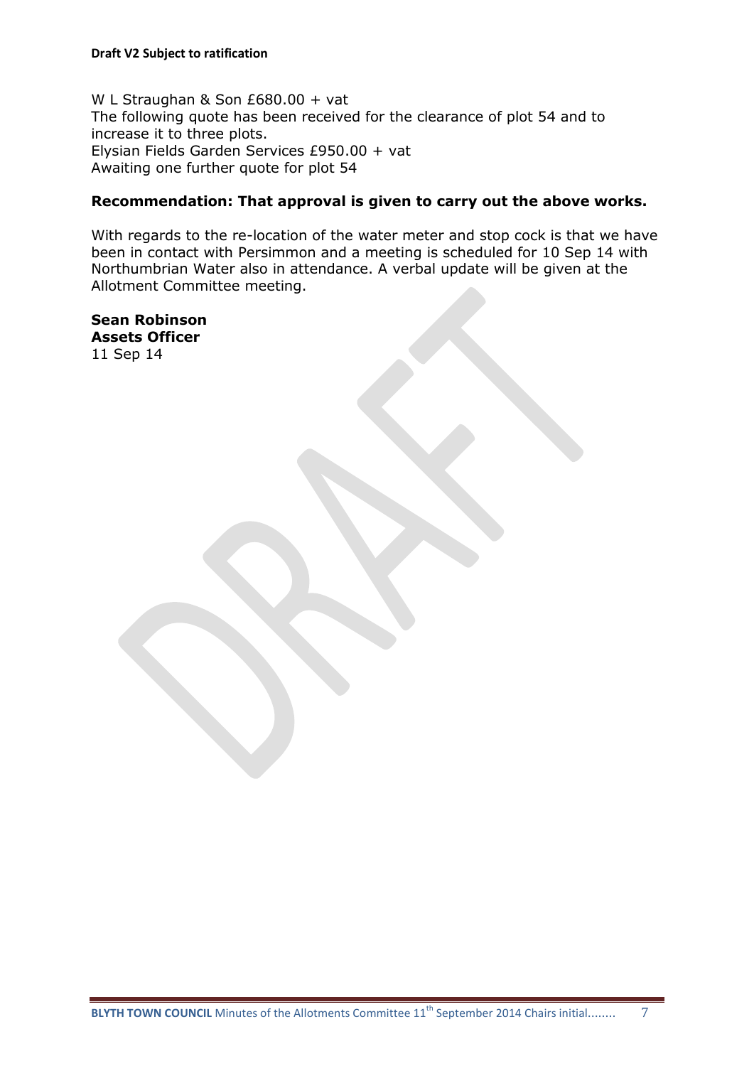W L Straughan & Son £680.00 + vat
The following quote has been received for the clearance of plot 54 and to increase it to three plots.
Elysian Fields Garden Services £950.00 + vat
Awaiting one further quote for plot 54

**Recommendation: That approval is given to carry out the above works.**

With regards to the re-location of the water meter and stop cock is that we have been in contact with Persimmon and a meeting is scheduled for 10 Sep 14 with Northumbrian Water also in attendance. A verbal update will be given at the Allotment Committee meeting.

**Sean Robinson**
**Assets Officer**
11 Sep 14